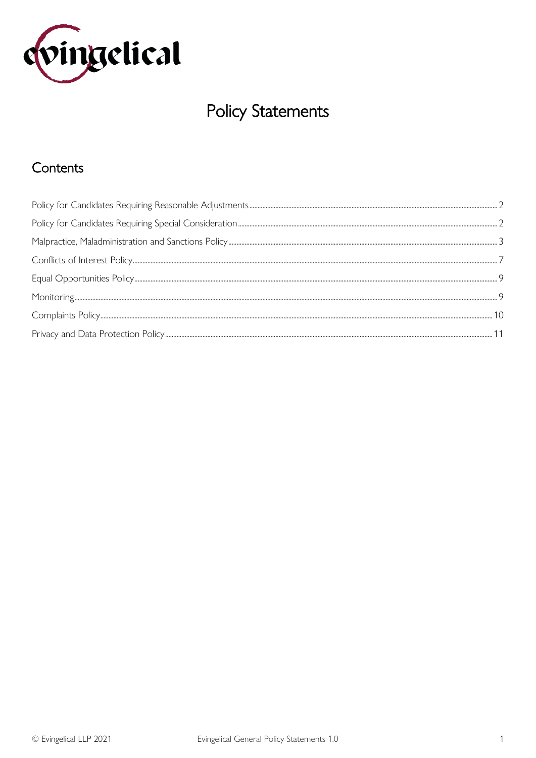evingelical

# Policy Statements

## Contents

Policy for Candidates Requiring Reasonable Adjustments ..... 2
Policy for Candidates Requiring Special Consideration ..... 2
Malpractice, Maladministration and Sanctions Policy ..... 3
Conflicts of Interest Policy ..... 7
Equal Opportunities Policy ..... 9
Monitoring ..... 9
Complaints Policy ..... 10
Privacy and Data Protection Policy ..... 11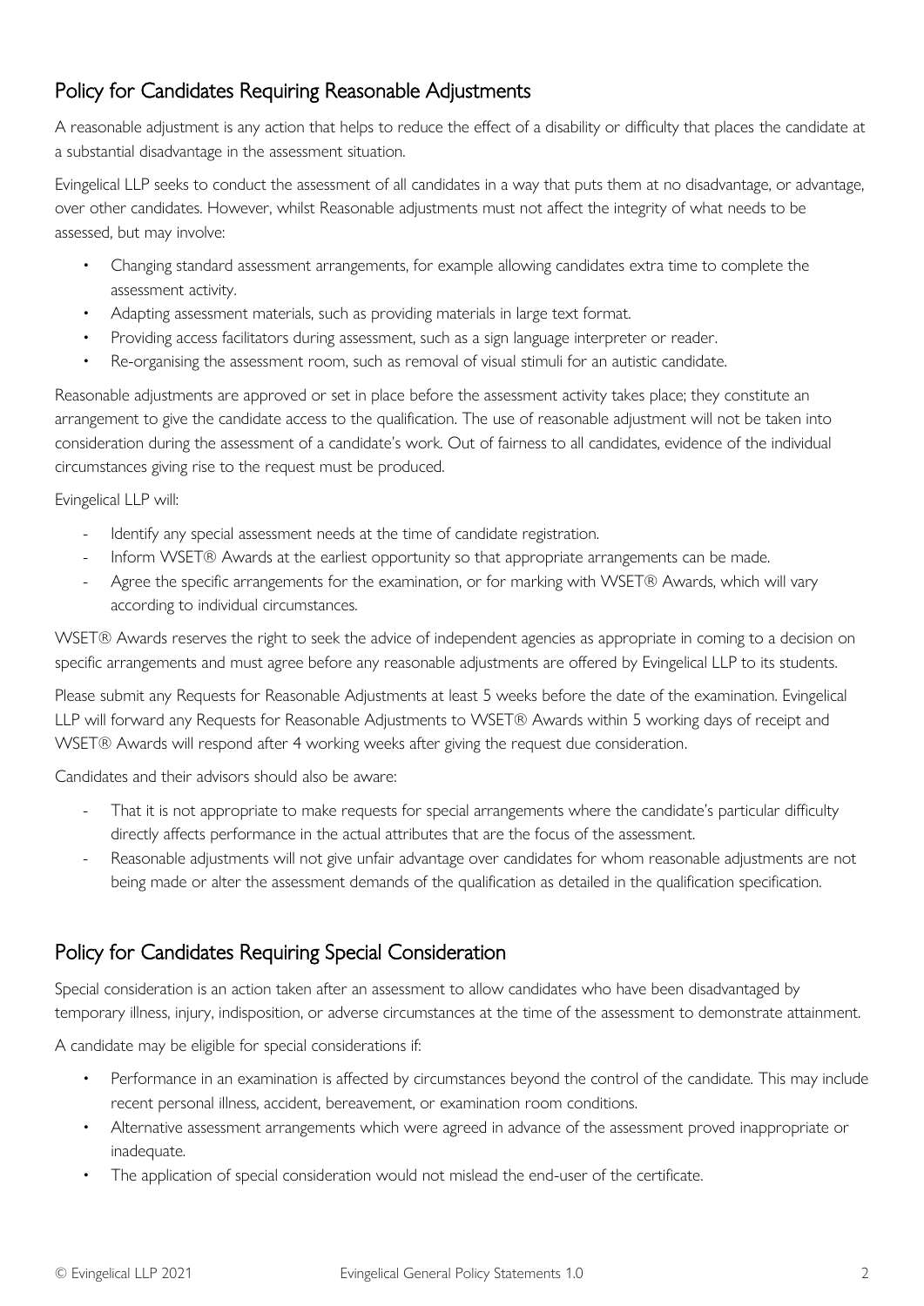## Policy for Candidates Requiring Reasonable Adjustments

A reasonable adjustment is any action that helps to reduce the effect of a disability or difficulty that places the candidate at a substantial disadvantage in the assessment situation.

Evingelical LLP seeks to conduct the assessment of all candidates in a way that puts them at no disadvantage, or advantage, over other candidates. However, whilst Reasonable adjustments must not affect the integrity of what needs to be assessed, but may involve:

- Changing standard assessment arrangements, for example allowing candidates extra time to complete the assessment activity.
- Adapting assessment materials, such as providing materials in large text format.
- Providing access facilitators during assessment, such as a sign language interpreter or reader.
- Re-organising the assessment room, such as removal of visual stimuli for an autistic candidate.

Reasonable adjustments are approved or set in place before the assessment activity takes place; they constitute an arrangement to give the candidate access to the qualification. The use of reasonable adjustment will not be taken into consideration during the assessment of a candidate's work. Out of fairness to all candidates, evidence of the individual circumstances giving rise to the request must be produced.

Evingelical LLP will:

- Identify any special assessment needs at the time of candidate registration.
- Inform WSET® Awards at the earliest opportunity so that appropriate arrangements can be made.
- Agree the specific arrangements for the examination, or for marking with WSET® Awards, which will vary according to individual circumstances.

WSET® Awards reserves the right to seek the advice of independent agencies as appropriate in coming to a decision on specific arrangements and must agree before any reasonable adjustments are offered by Evingelical LLP to its students.

Please submit any Requests for Reasonable Adjustments at least 5 weeks before the date of the examination. Evingelical LLP will forward any Requests for Reasonable Adjustments to WSET® Awards within 5 working days of receipt and WSET® Awards will respond after 4 working weeks after giving the request due consideration.

Candidates and their advisors should also be aware:

- That it is not appropriate to make requests for special arrangements where the candidate's particular difficulty directly affects performance in the actual attributes that are the focus of the assessment.
- Reasonable adjustments will not give unfair advantage over candidates for whom reasonable adjustments are not being made or alter the assessment demands of the qualification as detailed in the qualification specification.

## Policy for Candidates Requiring Special Consideration

Special consideration is an action taken after an assessment to allow candidates who have been disadvantaged by temporary illness, injury, indisposition, or adverse circumstances at the time of the assessment to demonstrate attainment.

A candidate may be eligible for special considerations if:

- Performance in an examination is affected by circumstances beyond the control of the candidate. This may include recent personal illness, accident, bereavement, or examination room conditions.
- Alternative assessment arrangements which were agreed in advance of the assessment proved inappropriate or inadequate.
- The application of special consideration would not mislead the end-user of the certificate.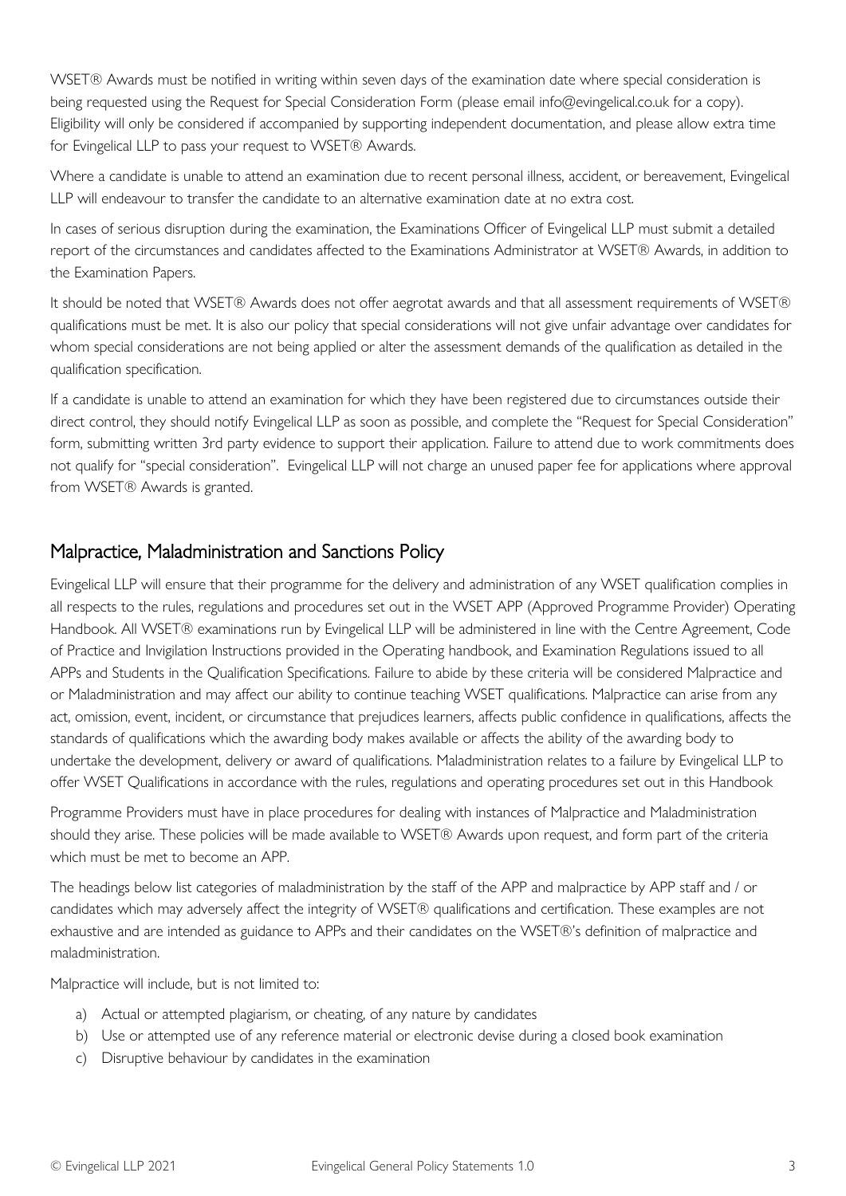WSET® Awards must be notified in writing within seven days of the examination date where special consideration is being requested using the Request for Special Consideration Form (please email info@evingelical.co.uk for a copy). Eligibility will only be considered if accompanied by supporting independent documentation, and please allow extra time for Evingelical LLP to pass your request to WSET® Awards.

Where a candidate is unable to attend an examination due to recent personal illness, accident, or bereavement, Evingelical LLP will endeavour to transfer the candidate to an alternative examination date at no extra cost.

In cases of serious disruption during the examination, the Examinations Officer of Evingelical LLP must submit a detailed report of the circumstances and candidates affected to the Examinations Administrator at WSET® Awards, in addition to the Examination Papers.

It should be noted that WSET® Awards does not offer aegrotat awards and that all assessment requirements of WSET® qualifications must be met. It is also our policy that special considerations will not give unfair advantage over candidates for whom special considerations are not being applied or alter the assessment demands of the qualification as detailed in the qualification specification.

If a candidate is unable to attend an examination for which they have been registered due to circumstances outside their direct control, they should notify Evingelical LLP as soon as possible, and complete the "Request for Special Consideration" form, submitting written 3rd party evidence to support their application. Failure to attend due to work commitments does not qualify for "special consideration". Evingelical LLP will not charge an unused paper fee for applications where approval from WSET® Awards is granted.

## Malpractice, Maladministration and Sanctions Policy

Evingelical LLP will ensure that their programme for the delivery and administration of any WSET qualification complies in all respects to the rules, regulations and procedures set out in the WSET APP (Approved Programme Provider) Operating Handbook. All WSET® examinations run by Evingelical LLP will be administered in line with the Centre Agreement, Code of Practice and Invigilation Instructions provided in the Operating handbook, and Examination Regulations issued to all APPs and Students in the Qualification Specifications. Failure to abide by these criteria will be considered Malpractice and or Maladministration and may affect our ability to continue teaching WSET qualifications. Malpractice can arise from any act, omission, event, incident, or circumstance that prejudices learners, affects public confidence in qualifications, affects the standards of qualifications which the awarding body makes available or affects the ability of the awarding body to undertake the development, delivery or award of qualifications. Maladministration relates to a failure by Evingelical LLP to offer WSET Qualifications in accordance with the rules, regulations and operating procedures set out in this Handbook

Programme Providers must have in place procedures for dealing with instances of Malpractice and Maladministration should they arise. These policies will be made available to WSET® Awards upon request, and form part of the criteria which must be met to become an APP.

The headings below list categories of maladministration by the staff of the APP and malpractice by APP staff and / or candidates which may adversely affect the integrity of WSET® qualifications and certification. These examples are not exhaustive and are intended as guidance to APPs and their candidates on the WSET®'s definition of malpractice and maladministration.

Malpractice will include, but is not limited to:

a) Actual or attempted plagiarism, or cheating, of any nature by candidates
b) Use or attempted use of any reference material or electronic devise during a closed book examination
c) Disruptive behaviour by candidates in the examination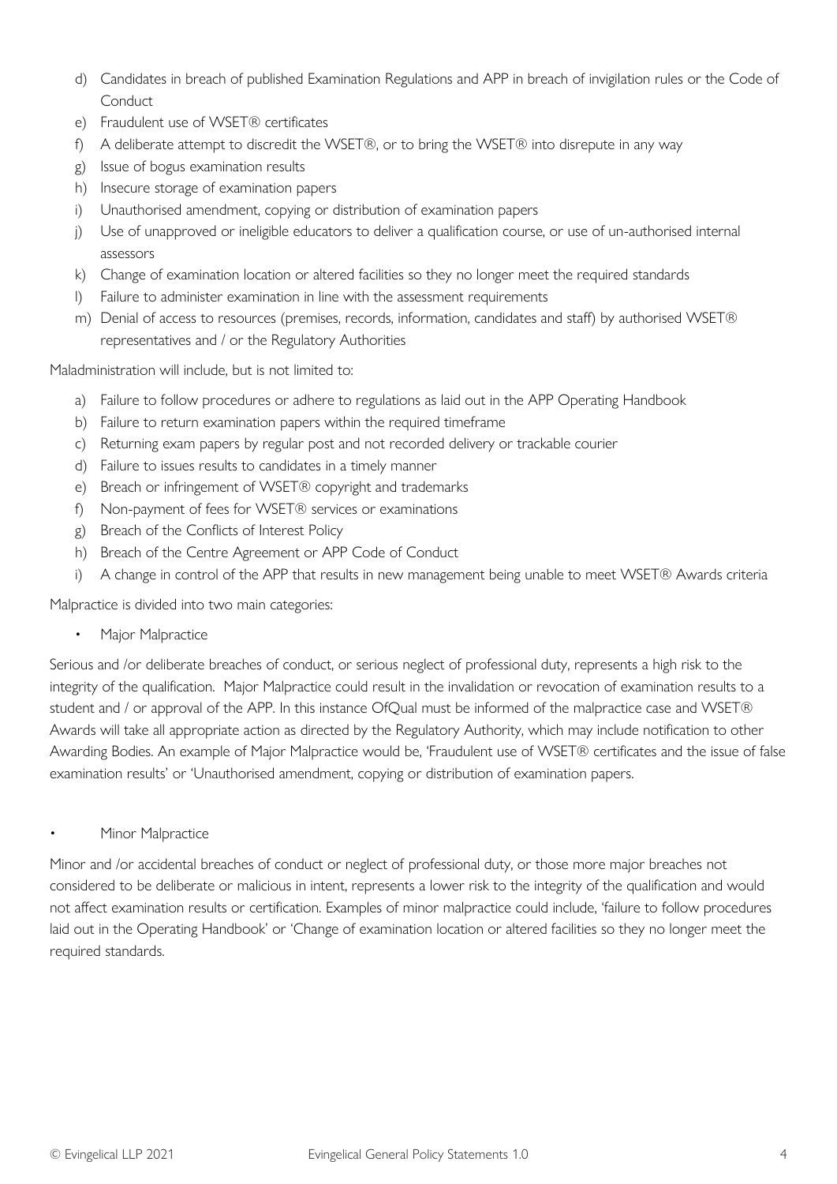d) Candidates in breach of published Examination Regulations and APP in breach of invigilation rules or the Code of Conduct
e) Fraudulent use of WSET® certificates
f) A deliberate attempt to discredit the WSET®, or to bring the WSET® into disrepute in any way
g) Issue of bogus examination results
h) Insecure storage of examination papers
i) Unauthorised amendment, copying or distribution of examination papers
j) Use of unapproved or ineligible educators to deliver a qualification course, or use of un-authorised internal assessors
k) Change of examination location or altered facilities so they no longer meet the required standards
l) Failure to administer examination in line with the assessment requirements
m) Denial of access to resources (premises, records, information, candidates and staff) by authorised WSET® representatives and / or the Regulatory Authorities

Maladministration will include, but is not limited to:

a) Failure to follow procedures or adhere to regulations as laid out in the APP Operating Handbook
b) Failure to return examination papers within the required timeframe
c) Returning exam papers by regular post and not recorded delivery or trackable courier
d) Failure to issues results to candidates in a timely manner
e) Breach or infringement of WSET® copyright and trademarks
f) Non-payment of fees for WSET® services or examinations
g) Breach of the Conflicts of Interest Policy
h) Breach of the Centre Agreement or APP Code of Conduct
i) A change in control of the APP that results in new management being unable to meet WSET® Awards criteria

Malpractice is divided into two main categories:

- Major Malpractice

Serious and /or deliberate breaches of conduct, or serious neglect of professional duty, represents a high risk to the integrity of the qualification. Major Malpractice could result in the invalidation or revocation of examination results to a student and / or approval of the APP. In this instance OfQual must be informed of the malpractice case and WSET® Awards will take all appropriate action as directed by the Regulatory Authority, which may include notification to other Awarding Bodies. An example of Major Malpractice would be, 'Fraudulent use of WSET® certificates and the issue of false examination results' or 'Unauthorised amendment, copying or distribution of examination papers.

- Minor Malpractice

Minor and /or accidental breaches of conduct or neglect of professional duty, or those more major breaches not considered to be deliberate or malicious in intent, represents a lower risk to the integrity of the qualification and would not affect examination results or certification. Examples of minor malpractice could include, 'failure to follow procedures laid out in the Operating Handbook' or 'Change of examination location or altered facilities so they no longer meet the required standards.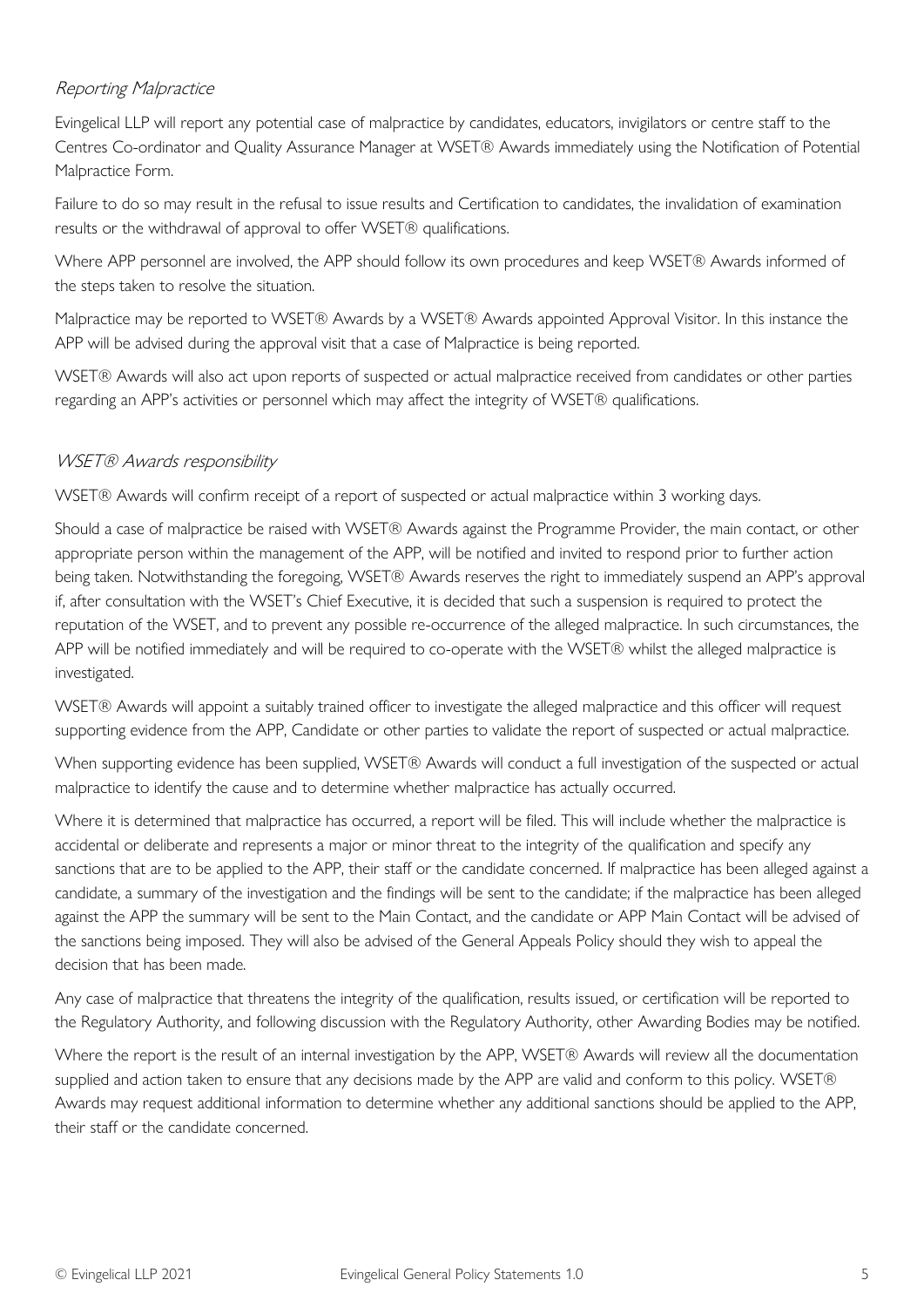### *Reporting Malpractice*

Evingelical LLP will report any potential case of malpractice by candidates, educators, invigilators or centre staff to the Centres Co-ordinator and Quality Assurance Manager at WSET® Awards immediately using the Notification of Potential Malpractice Form.

Failure to do so may result in the refusal to issue results and Certification to candidates, the invalidation of examination results or the withdrawal of approval to offer WSET® qualifications.

Where APP personnel are involved, the APP should follow its own procedures and keep WSET® Awards informed of the steps taken to resolve the situation.

Malpractice may be reported to WSET® Awards by a WSET® Awards appointed Approval Visitor. In this instance the APP will be advised during the approval visit that a case of Malpractice is being reported.

WSET® Awards will also act upon reports of suspected or actual malpractice received from candidates or other parties regarding an APP's activities or personnel which may affect the integrity of WSET® qualifications.

### *WSET® Awards responsibility*

WSET® Awards will confirm receipt of a report of suspected or actual malpractice within 3 working days.

Should a case of malpractice be raised with WSET® Awards against the Programme Provider, the main contact, or other appropriate person within the management of the APP, will be notified and invited to respond prior to further action being taken. Notwithstanding the foregoing, WSET® Awards reserves the right to immediately suspend an APP's approval if, after consultation with the WSET's Chief Executive, it is decided that such a suspension is required to protect the reputation of the WSET, and to prevent any possible re-occurrence of the alleged malpractice. In such circumstances, the APP will be notified immediately and will be required to co-operate with the WSET® whilst the alleged malpractice is investigated.

WSET® Awards will appoint a suitably trained officer to investigate the alleged malpractice and this officer will request supporting evidence from the APP, Candidate or other parties to validate the report of suspected or actual malpractice.

When supporting evidence has been supplied, WSET® Awards will conduct a full investigation of the suspected or actual malpractice to identify the cause and to determine whether malpractice has actually occurred.

Where it is determined that malpractice has occurred, a report will be filed. This will include whether the malpractice is accidental or deliberate and represents a major or minor threat to the integrity of the qualification and specify any sanctions that are to be applied to the APP, their staff or the candidate concerned. If malpractice has been alleged against a candidate, a summary of the investigation and the findings will be sent to the candidate; if the malpractice has been alleged against the APP the summary will be sent to the Main Contact, and the candidate or APP Main Contact will be advised of the sanctions being imposed. They will also be advised of the General Appeals Policy should they wish to appeal the decision that has been made.

Any case of malpractice that threatens the integrity of the qualification, results issued, or certification will be reported to the Regulatory Authority, and following discussion with the Regulatory Authority, other Awarding Bodies may be notified.

Where the report is the result of an internal investigation by the APP, WSET® Awards will review all the documentation supplied and action taken to ensure that any decisions made by the APP are valid and conform to this policy. WSET® Awards may request additional information to determine whether any additional sanctions should be applied to the APP, their staff or the candidate concerned.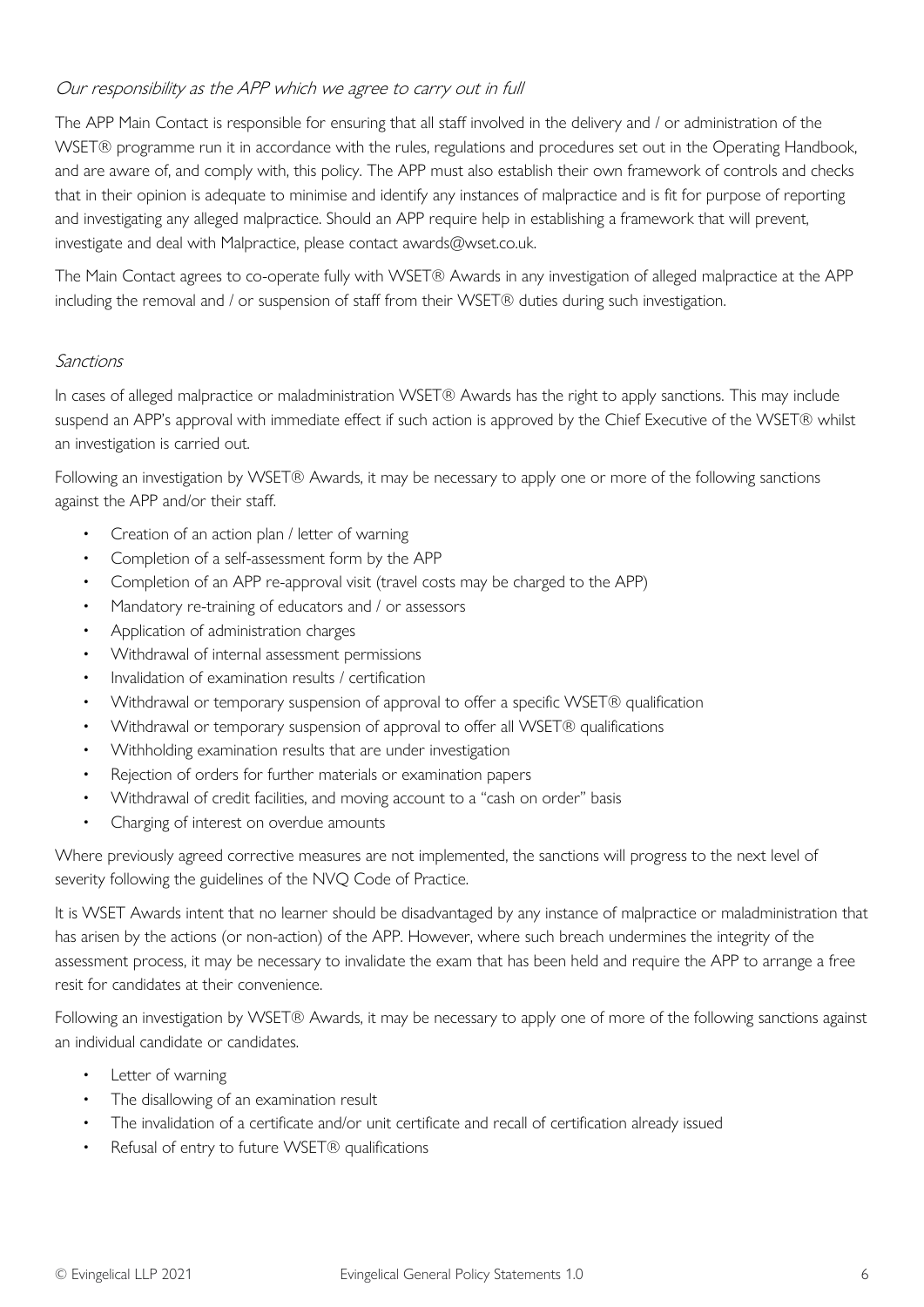### *Our responsibility as the APP which we agree to carry out in full*

The APP Main Contact is responsible for ensuring that all staff involved in the delivery and / or administration of the WSET® programme run it in accordance with the rules, regulations and procedures set out in the Operating Handbook, and are aware of, and comply with, this policy. The APP must also establish their own framework of controls and checks that in their opinion is adequate to minimise and identify any instances of malpractice and is fit for purpose of reporting and investigating any alleged malpractice. Should an APP require help in establishing a framework that will prevent, investigate and deal with Malpractice, please contact awards@wset.co.uk.

The Main Contact agrees to co-operate fully with WSET® Awards in any investigation of alleged malpractice at the APP including the removal and / or suspension of staff from their WSET® duties during such investigation.

### *Sanctions*

In cases of alleged malpractice or maladministration WSET® Awards has the right to apply sanctions. This may include suspend an APP's approval with immediate effect if such action is approved by the Chief Executive of the WSET® whilst an investigation is carried out.

Following an investigation by WSET® Awards, it may be necessary to apply one or more of the following sanctions against the APP and/or their staff.

- Creation of an action plan / letter of warning
- Completion of a self-assessment form by the APP
- Completion of an APP re-approval visit (travel costs may be charged to the APP)
- Mandatory re-training of educators and / or assessors
- Application of administration charges
- Withdrawal of internal assessment permissions
- Invalidation of examination results / certification
- Withdrawal or temporary suspension of approval to offer a specific WSET® qualification
- Withdrawal or temporary suspension of approval to offer all WSET® qualifications
- Withholding examination results that are under investigation
- Rejection of orders for further materials or examination papers
- Withdrawal of credit facilities, and moving account to a "cash on order" basis
- Charging of interest on overdue amounts

Where previously agreed corrective measures are not implemented, the sanctions will progress to the next level of severity following the guidelines of the NVQ Code of Practice.

It is WSET Awards intent that no learner should be disadvantaged by any instance of malpractice or maladministration that has arisen by the actions (or non-action) of the APP. However, where such breach undermines the integrity of the assessment process, it may be necessary to invalidate the exam that has been held and require the APP to arrange a free resit for candidates at their convenience.

Following an investigation by WSET® Awards, it may be necessary to apply one of more of the following sanctions against an individual candidate or candidates.

- Letter of warning
- The disallowing of an examination result
- The invalidation of a certificate and/or unit certificate and recall of certification already issued
- Refusal of entry to future WSET® qualifications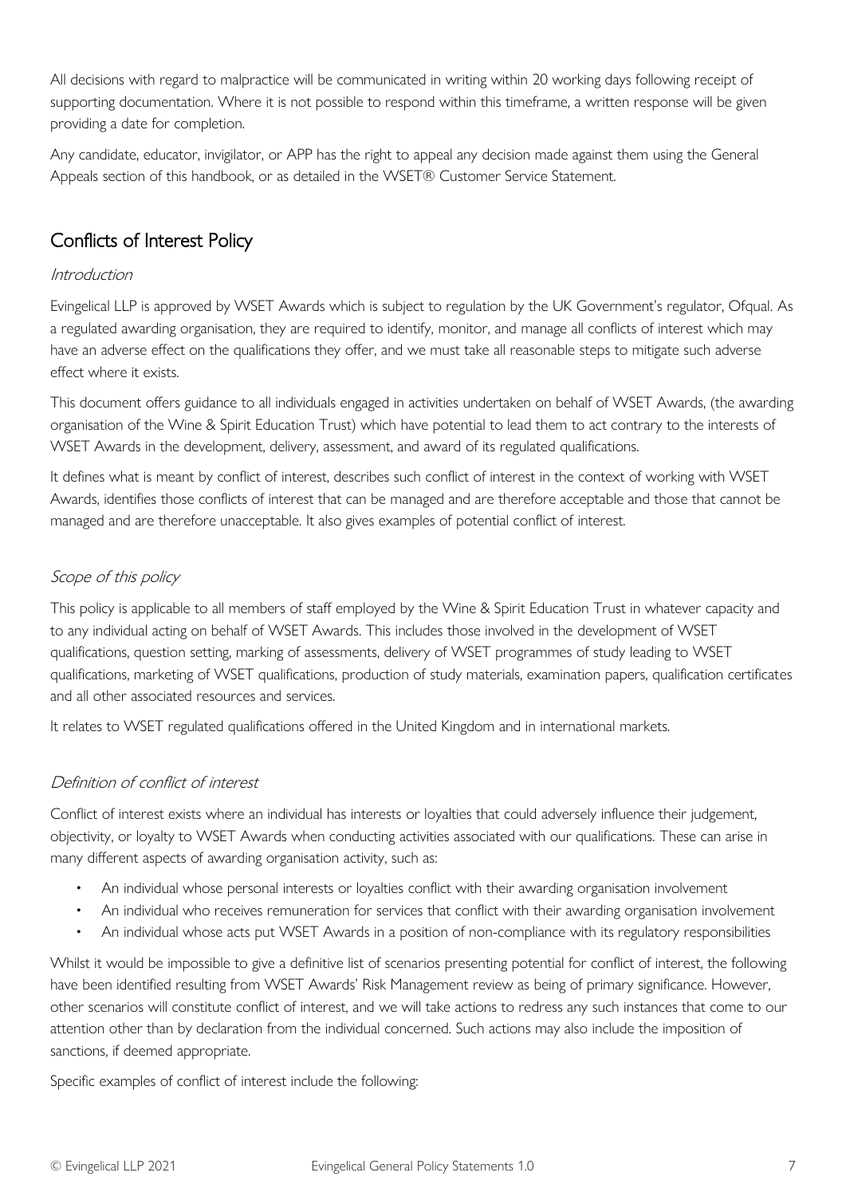All decisions with regard to malpractice will be communicated in writing within 20 working days following receipt of supporting documentation. Where it is not possible to respond within this timeframe, a written response will be given providing a date for completion.

Any candidate, educator, invigilator, or APP has the right to appeal any decision made against them using the General Appeals section of this handbook, or as detailed in the WSET® Customer Service Statement.

## Conflicts of Interest Policy

### *Introduction*

Evingelical LLP is approved by WSET Awards which is subject to regulation by the UK Government's regulator, Ofqual. As a regulated awarding organisation, they are required to identify, monitor, and manage all conflicts of interest which may have an adverse effect on the qualifications they offer, and we must take all reasonable steps to mitigate such adverse effect where it exists.

This document offers guidance to all individuals engaged in activities undertaken on behalf of WSET Awards, (the awarding organisation of the Wine & Spirit Education Trust) which have potential to lead them to act contrary to the interests of WSET Awards in the development, delivery, assessment, and award of its regulated qualifications.

It defines what is meant by conflict of interest, describes such conflict of interest in the context of working with WSET Awards, identifies those conflicts of interest that can be managed and are therefore acceptable and those that cannot be managed and are therefore unacceptable. It also gives examples of potential conflict of interest.

### *Scope of this policy*

This policy is applicable to all members of staff employed by the Wine & Spirit Education Trust in whatever capacity and to any individual acting on behalf of WSET Awards. This includes those involved in the development of WSET qualifications, question setting, marking of assessments, delivery of WSET programmes of study leading to WSET qualifications, marketing of WSET qualifications, production of study materials, examination papers, qualification certificates and all other associated resources and services.

It relates to WSET regulated qualifications offered in the United Kingdom and in international markets.

### *Definition of conflict of interest*

Conflict of interest exists where an individual has interests or loyalties that could adversely influence their judgement, objectivity, or loyalty to WSET Awards when conducting activities associated with our qualifications. These can arise in many different aspects of awarding organisation activity, such as:

- An individual whose personal interests or loyalties conflict with their awarding organisation involvement
- An individual who receives remuneration for services that conflict with their awarding organisation involvement
- An individual whose acts put WSET Awards in a position of non-compliance with its regulatory responsibilities

Whilst it would be impossible to give a definitive list of scenarios presenting potential for conflict of interest, the following have been identified resulting from WSET Awards' Risk Management review as being of primary significance. However, other scenarios will constitute conflict of interest, and we will take actions to redress any such instances that come to our attention other than by declaration from the individual concerned. Such actions may also include the imposition of sanctions, if deemed appropriate.

Specific examples of conflict of interest include the following: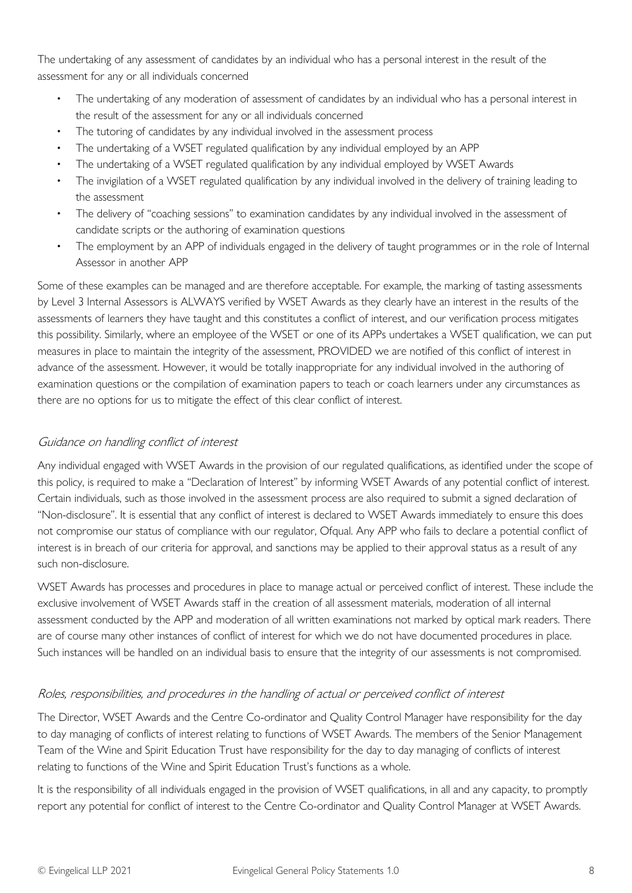The undertaking of any assessment of candidates by an individual who has a personal interest in the result of the assessment for any or all individuals concerned

- The undertaking of any moderation of assessment of candidates by an individual who has a personal interest in the result of the assessment for any or all individuals concerned
- The tutoring of candidates by any individual involved in the assessment process
- The undertaking of a WSET regulated qualification by any individual employed by an APP
- The undertaking of a WSET regulated qualification by any individual employed by WSET Awards
- The invigilation of a WSET regulated qualification by any individual involved in the delivery of training leading to the assessment
- The delivery of "coaching sessions" to examination candidates by any individual involved in the assessment of candidate scripts or the authoring of examination questions
- The employment by an APP of individuals engaged in the delivery of taught programmes or in the role of Internal Assessor in another APP

Some of these examples can be managed and are therefore acceptable. For example, the marking of tasting assessments by Level 3 Internal Assessors is ALWAYS verified by WSET Awards as they clearly have an interest in the results of the assessments of learners they have taught and this constitutes a conflict of interest, and our verification process mitigates this possibility. Similarly, where an employee of the WSET or one of its APPs undertakes a WSET qualification, we can put measures in place to maintain the integrity of the assessment, PROVIDED we are notified of this conflict of interest in advance of the assessment. However, it would be totally inappropriate for any individual involved in the authoring of examination questions or the compilation of examination papers to teach or coach learners under any circumstances as there are no options for us to mitigate the effect of this clear conflict of interest.

### *Guidance on handling conflict of interest*

Any individual engaged with WSET Awards in the provision of our regulated qualifications, as identified under the scope of this policy, is required to make a "Declaration of Interest" by informing WSET Awards of any potential conflict of interest. Certain individuals, such as those involved in the assessment process are also required to submit a signed declaration of "Non-disclosure". It is essential that any conflict of interest is declared to WSET Awards immediately to ensure this does not compromise our status of compliance with our regulator, Ofqual. Any APP who fails to declare a potential conflict of interest is in breach of our criteria for approval, and sanctions may be applied to their approval status as a result of any such non-disclosure.

WSET Awards has processes and procedures in place to manage actual or perceived conflict of interest. These include the exclusive involvement of WSET Awards staff in the creation of all assessment materials, moderation of all internal assessment conducted by the APP and moderation of all written examinations not marked by optical mark readers. There are of course many other instances of conflict of interest for which we do not have documented procedures in place. Such instances will be handled on an individual basis to ensure that the integrity of our assessments is not compromised.

### *Roles, responsibilities, and procedures in the handling of actual or perceived conflict of interest*

The Director, WSET Awards and the Centre Co-ordinator and Quality Control Manager have responsibility for the day to day managing of conflicts of interest relating to functions of WSET Awards. The members of the Senior Management Team of the Wine and Spirit Education Trust have responsibility for the day to day managing of conflicts of interest relating to functions of the Wine and Spirit Education Trust's functions as a whole.

It is the responsibility of all individuals engaged in the provision of WSET qualifications, in all and any capacity, to promptly report any potential for conflict of interest to the Centre Co-ordinator and Quality Control Manager at WSET Awards.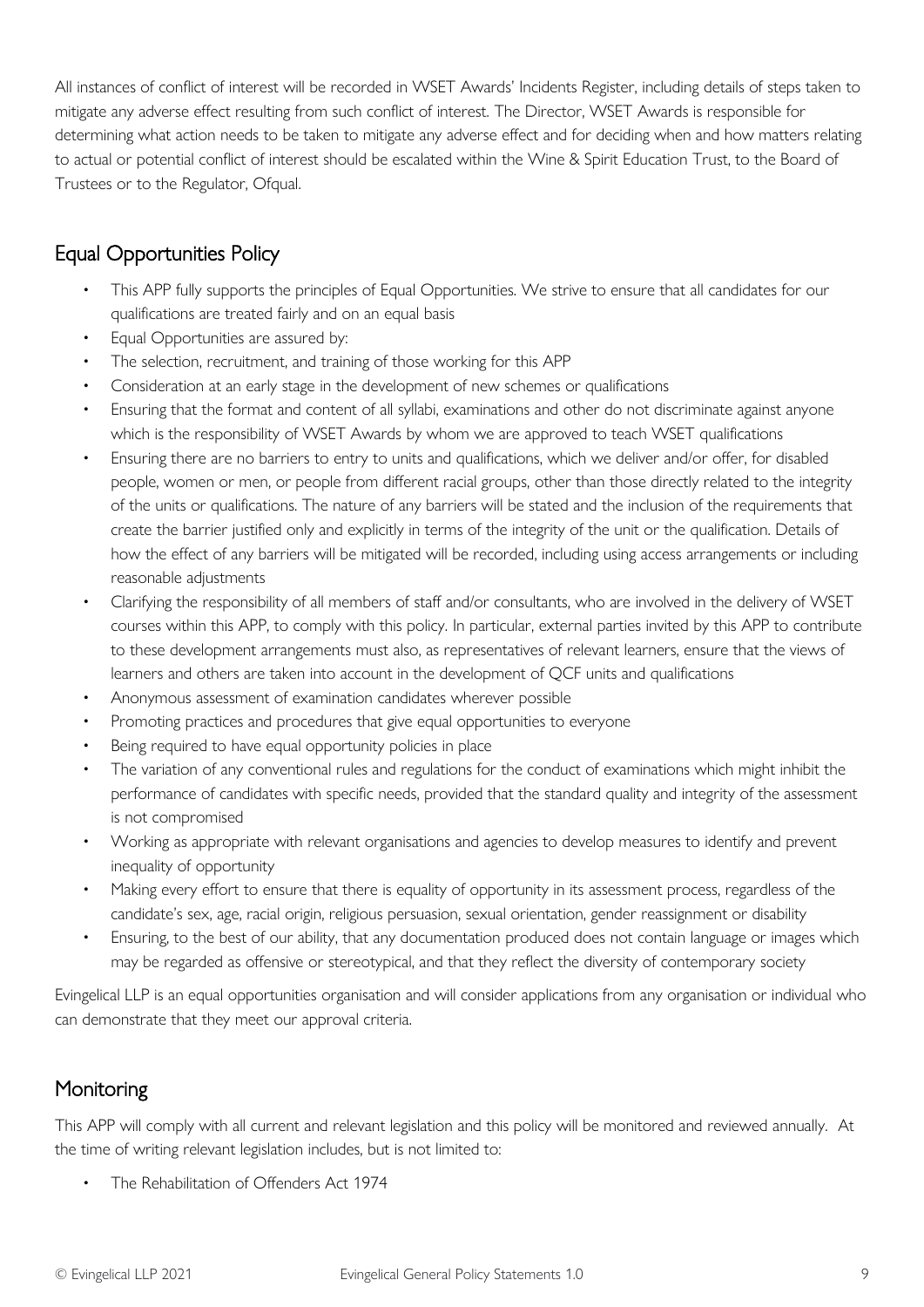All instances of conflict of interest will be recorded in WSET Awards' Incidents Register, including details of steps taken to mitigate any adverse effect resulting from such conflict of interest. The Director, WSET Awards is responsible for determining what action needs to be taken to mitigate any adverse effect and for deciding when and how matters relating to actual or potential conflict of interest should be escalated within the Wine & Spirit Education Trust, to the Board of Trustees or to the Regulator, Ofqual.

## Equal Opportunities Policy

- This APP fully supports the principles of Equal Opportunities. We strive to ensure that all candidates for our qualifications are treated fairly and on an equal basis
- Equal Opportunities are assured by:
- The selection, recruitment, and training of those working for this APP
- Consideration at an early stage in the development of new schemes or qualifications
- Ensuring that the format and content of all syllabi, examinations and other do not discriminate against anyone which is the responsibility of WSET Awards by whom we are approved to teach WSET qualifications
- Ensuring there are no barriers to entry to units and qualifications, which we deliver and/or offer, for disabled people, women or men, or people from different racial groups, other than those directly related to the integrity of the units or qualifications. The nature of any barriers will be stated and the inclusion of the requirements that create the barrier justified only and explicitly in terms of the integrity of the unit or the qualification. Details of how the effect of any barriers will be mitigated will be recorded, including using access arrangements or including reasonable adjustments
- Clarifying the responsibility of all members of staff and/or consultants, who are involved in the delivery of WSET courses within this APP, to comply with this policy. In particular, external parties invited by this APP to contribute to these development arrangements must also, as representatives of relevant learners, ensure that the views of learners and others are taken into account in the development of QCF units and qualifications
- Anonymous assessment of examination candidates wherever possible
- Promoting practices and procedures that give equal opportunities to everyone
- Being required to have equal opportunity policies in place
- The variation of any conventional rules and regulations for the conduct of examinations which might inhibit the performance of candidates with specific needs, provided that the standard quality and integrity of the assessment is not compromised
- Working as appropriate with relevant organisations and agencies to develop measures to identify and prevent inequality of opportunity
- Making every effort to ensure that there is equality of opportunity in its assessment process, regardless of the candidate's sex, age, racial origin, religious persuasion, sexual orientation, gender reassignment or disability
- Ensuring, to the best of our ability, that any documentation produced does not contain language or images which may be regarded as offensive or stereotypical, and that they reflect the diversity of contemporary society

Evingelical LLP is an equal opportunities organisation and will consider applications from any organisation or individual who can demonstrate that they meet our approval criteria.

## Monitoring

This APP will comply with all current and relevant legislation and this policy will be monitored and reviewed annually. At the time of writing relevant legislation includes, but is not limited to:

- The Rehabilitation of Offenders Act 1974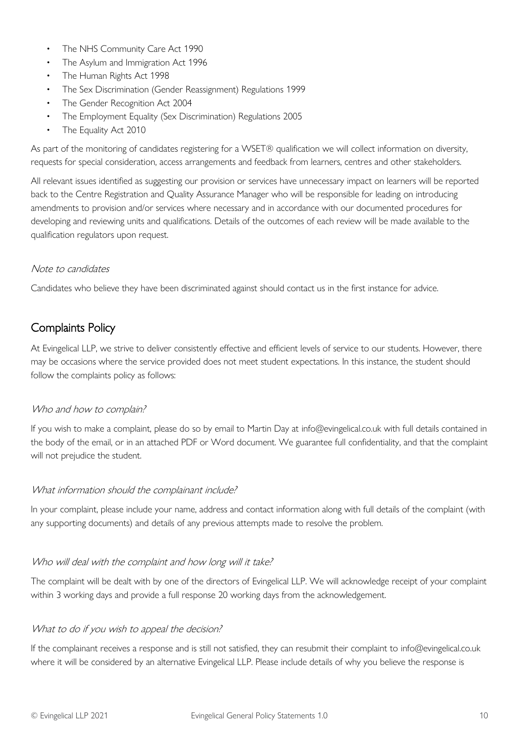- The NHS Community Care Act 1990
- The Asylum and Immigration Act 1996
- The Human Rights Act 1998
- The Sex Discrimination (Gender Reassignment) Regulations 1999
- The Gender Recognition Act 2004
- The Employment Equality (Sex Discrimination) Regulations 2005
- The Equality Act 2010

As part of the monitoring of candidates registering for a WSET® qualification we will collect information on diversity, requests for special consideration, access arrangements and feedback from learners, centres and other stakeholders.

All relevant issues identified as suggesting our provision or services have unnecessary impact on learners will be reported back to the Centre Registration and Quality Assurance Manager who will be responsible for leading on introducing amendments to provision and/or services where necessary and in accordance with our documented procedures for developing and reviewing units and qualifications. Details of the outcomes of each review will be made available to the qualification regulators upon request.

### *Note to candidates*

Candidates who believe they have been discriminated against should contact us in the first instance for advice.

## Complaints Policy

At Evingelical LLP, we strive to deliver consistently effective and efficient levels of service to our students. However, there may be occasions where the service provided does not meet student expectations. In this instance, the student should follow the complaints policy as follows:

### *Who and how to complain?*

If you wish to make a complaint, please do so by email to Martin Day at info@evingelical.co.uk with full details contained in the body of the email, or in an attached PDF or Word document. We guarantee full confidentiality, and that the complaint will not prejudice the student.

### *What information should the complainant include?*

In your complaint, please include your name, address and contact information along with full details of the complaint (with any supporting documents) and details of any previous attempts made to resolve the problem.

### *Who will deal with the complaint and how long will it take?*

The complaint will be dealt with by one of the directors of Evingelical LLP. We will acknowledge receipt of your complaint within 3 working days and provide a full response 20 working days from the acknowledgement.

### *What to do if you wish to appeal the decision?*

If the complainant receives a response and is still not satisfied, they can resubmit their complaint to info@evingelical.co.uk where it will be considered by an alternative Evingelical LLP. Please include details of why you believe the response is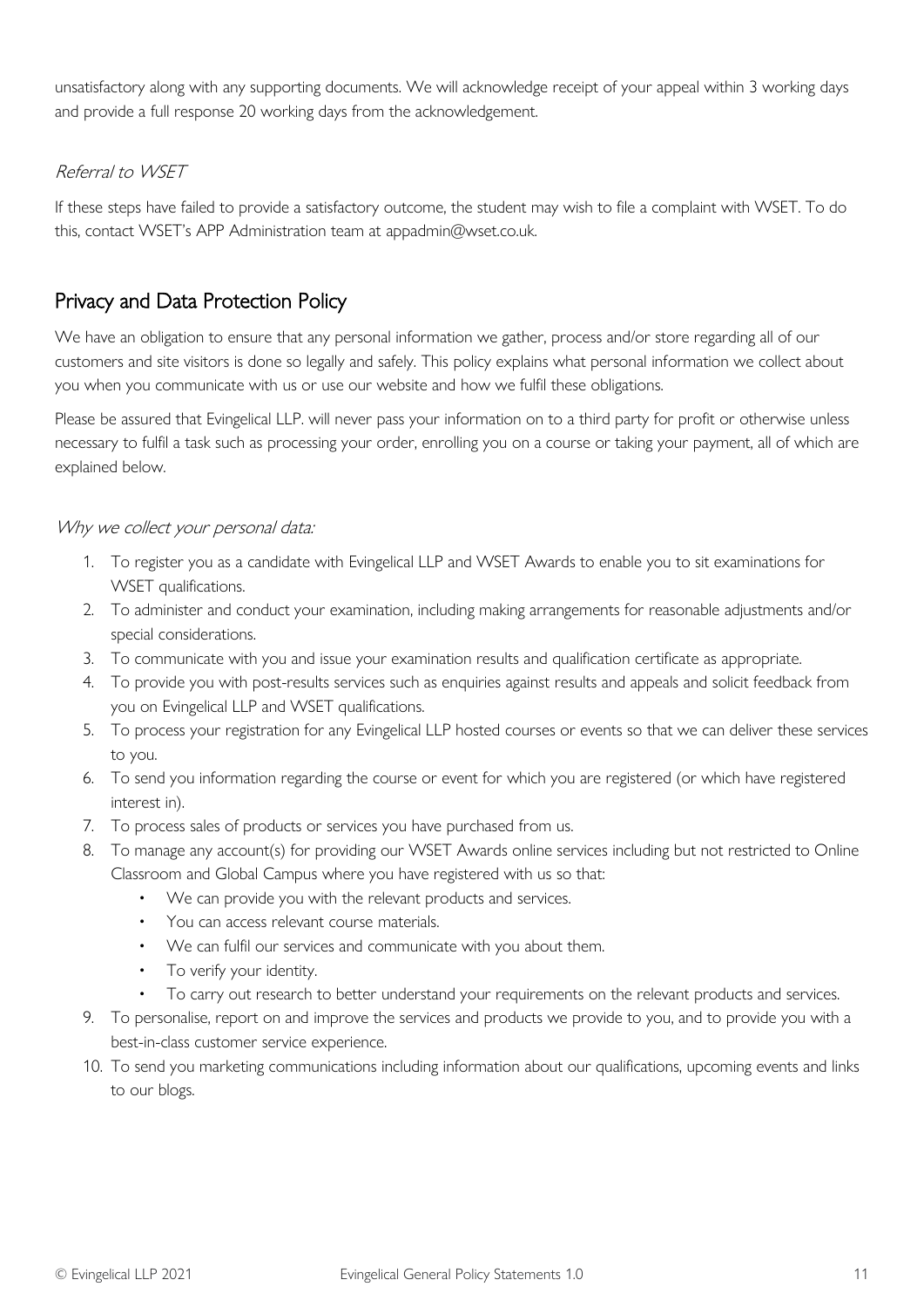unsatisfactory along with any supporting documents. We will acknowledge receipt of your appeal within 3 working days and provide a full response 20 working days from the acknowledgement.

### *Referral to WSET*

If these steps have failed to provide a satisfactory outcome, the student may wish to file a complaint with WSET. To do this, contact WSET's APP Administration team at appadmin@wset.co.uk.

## Privacy and Data Protection Policy

We have an obligation to ensure that any personal information we gather, process and/or store regarding all of our customers and site visitors is done so legally and safely. This policy explains what personal information we collect about you when you communicate with us or use our website and how we fulfil these obligations.

Please be assured that Evingelical LLP. will never pass your information on to a third party for profit or otherwise unless necessary to fulfil a task such as processing your order, enrolling you on a course or taking your payment, all of which are explained below.

### *Why we collect your personal data:*

1. To register you as a candidate with Evingelical LLP and WSET Awards to enable you to sit examinations for WSET qualifications.
2. To administer and conduct your examination, including making arrangements for reasonable adjustments and/or special considerations.
3. To communicate with you and issue your examination results and qualification certificate as appropriate.
4. To provide you with post-results services such as enquiries against results and appeals and solicit feedback from you on Evingelical LLP and WSET qualifications.
5. To process your registration for any Evingelical LLP hosted courses or events so that we can deliver these services to you.
6. To send you information regarding the course or event for which you are registered (or which have registered interest in).
7. To process sales of products or services you have purchased from us.
8. To manage any account(s) for providing our WSET Awards online services including but not restricted to Online Classroom and Global Campus where you have registered with us so that:
   - We can provide you with the relevant products and services.
   - You can access relevant course materials.
   - We can fulfil our services and communicate with you about them.
   - To verify your identity.
   - To carry out research to better understand your requirements on the relevant products and services.
9. To personalise, report on and improve the services and products we provide to you, and to provide you with a best-in-class customer service experience.
10. To send you marketing communications including information about our qualifications, upcoming events and links to our blogs.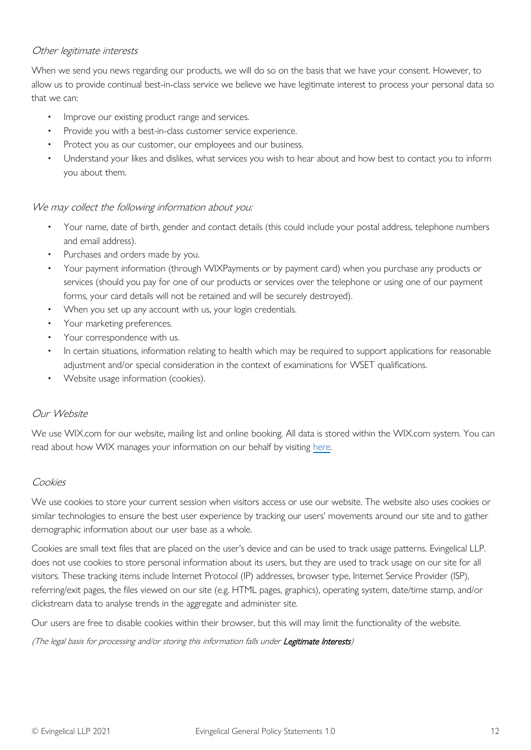*Other legitimate interests*

When we send you news regarding our products, we will do so on the basis that we have your consent. However, to allow us to provide continual best-in-class service we believe we have legitimate interest to process your personal data so that we can:

- Improve our existing product range and services.
- Provide you with a best-in-class customer service experience.
- Protect you as our customer, our employees and our business.
- Understand your likes and dislikes, what services you wish to hear about and how best to contact you to inform you about them.

*We may collect the following information about you:*

- Your name, date of birth, gender and contact details (this could include your postal address, telephone numbers and email address).
- Purchases and orders made by you.
- Your payment information (through WIXPayments or by payment card) when you purchase any products or services (should you pay for one of our products or services over the telephone or using one of our payment forms, your card details will not be retained and will be securely destroyed).
- When you set up any account with us, your login credentials.
- Your marketing preferences.
- Your correspondence with us.
- In certain situations, information relating to health which may be required to support applications for reasonable adjustment and/or special consideration in the context of examinations for WSET qualifications.
- Website usage information (cookies).

*Our Website*

We use WIX.com for our website, mailing list and online booking. All data is stored within the WIX.com system. You can read about how WIX manages your information on our behalf by visiting here.

*Cookies*

We use cookies to store your current session when visitors access or use our website. The website also uses cookies or similar technologies to ensure the best user experience by tracking our users' movements around our site and to gather demographic information about our user base as a whole.

Cookies are small text files that are placed on the user's device and can be used to track usage patterns. Evingelical LLP. does not use cookies to store personal information about its users, but they are used to track usage on our site for all visitors. These tracking items include Internet Protocol (IP) addresses, browser type, Internet Service Provider (ISP), referring/exit pages, the files viewed on our site (e.g. HTML pages, graphics), operating system, date/time stamp, and/or clickstream data to analyse trends in the aggregate and administer site.

Our users are free to disable cookies within their browser, but this will may limit the functionality of the website.

*(The legal basis for processing and/or storing this information falls under* ***Legitimate Interests****)*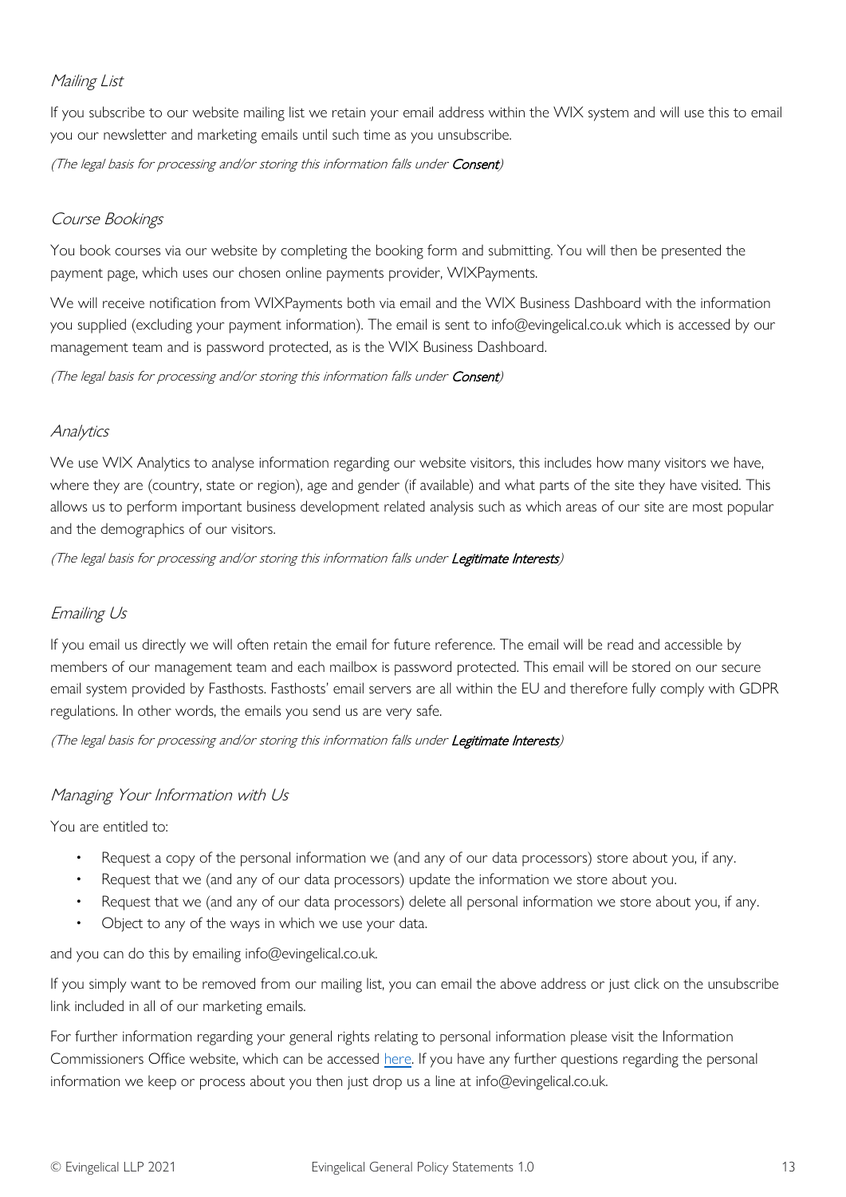### *Mailing List*

If you subscribe to our website mailing list we retain your email address within the WIX system and will use this to email you our newsletter and marketing emails until such time as you unsubscribe.

*(The legal basis for processing and/or storing this information falls under* ***Consent****)*

### *Course Bookings*

You book courses via our website by completing the booking form and submitting. You will then be presented the payment page, which uses our chosen online payments provider, WIXPayments.

We will receive notification from WIXPayments both via email and the WIX Business Dashboard with the information you supplied (excluding your payment information). The email is sent to info@evingelical.co.uk which is accessed by our management team and is password protected, as is the WIX Business Dashboard.

*(The legal basis for processing and/or storing this information falls under* ***Consent****)*

### *Analytics*

We use WIX Analytics to analyse information regarding our website visitors, this includes how many visitors we have, where they are (country, state or region), age and gender (if available) and what parts of the site they have visited. This allows us to perform important business development related analysis such as which areas of our site are most popular and the demographics of our visitors.

*(The legal basis for processing and/or storing this information falls under* ***Legitimate Interests****)*

### *Emailing Us*

If you email us directly we will often retain the email for future reference. The email will be read and accessible by members of our management team and each mailbox is password protected. This email will be stored on our secure email system provided by Fasthosts. Fasthosts' email servers are all within the EU and therefore fully comply with GDPR regulations. In other words, the emails you send us are very safe.

*(The legal basis for processing and/or storing this information falls under* ***Legitimate Interests****)*

### *Managing Your Information with Us*

You are entitled to:

- Request a copy of the personal information we (and any of our data processors) store about you, if any.
- Request that we (and any of our data processors) update the information we store about you.
- Request that we (and any of our data processors) delete all personal information we store about you, if any.
- Object to any of the ways in which we use your data.

and you can do this by emailing info@evingelical.co.uk.

If you simply want to be removed from our mailing list, you can email the above address or just click on the unsubscribe link included in all of our marketing emails.

For further information regarding your general rights relating to personal information please visit the Information Commissioners Office website, which can be accessed here. If you have any further questions regarding the personal information we keep or process about you then just drop us a line at info@evingelical.co.uk.